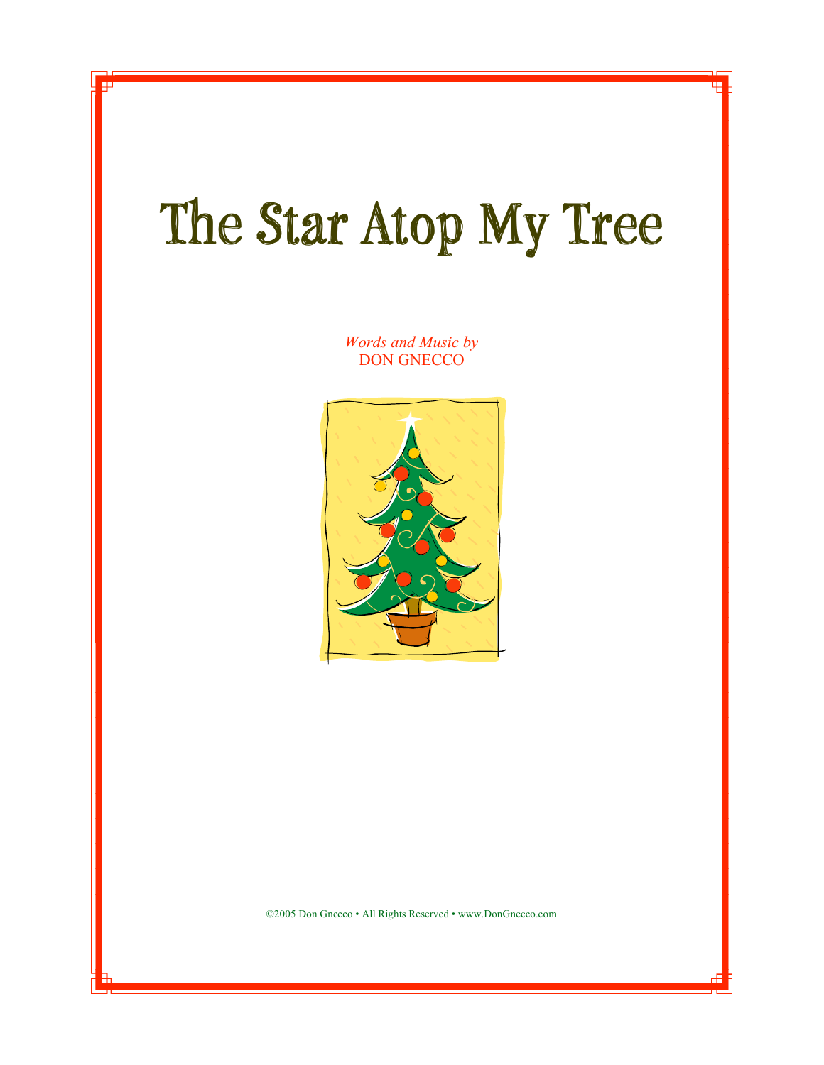# The Star Atop My Tree

*Words and Music by*
DON GNECCO

©2005 Don Gnecco • All Rights Reserved • www.DonGnecco.com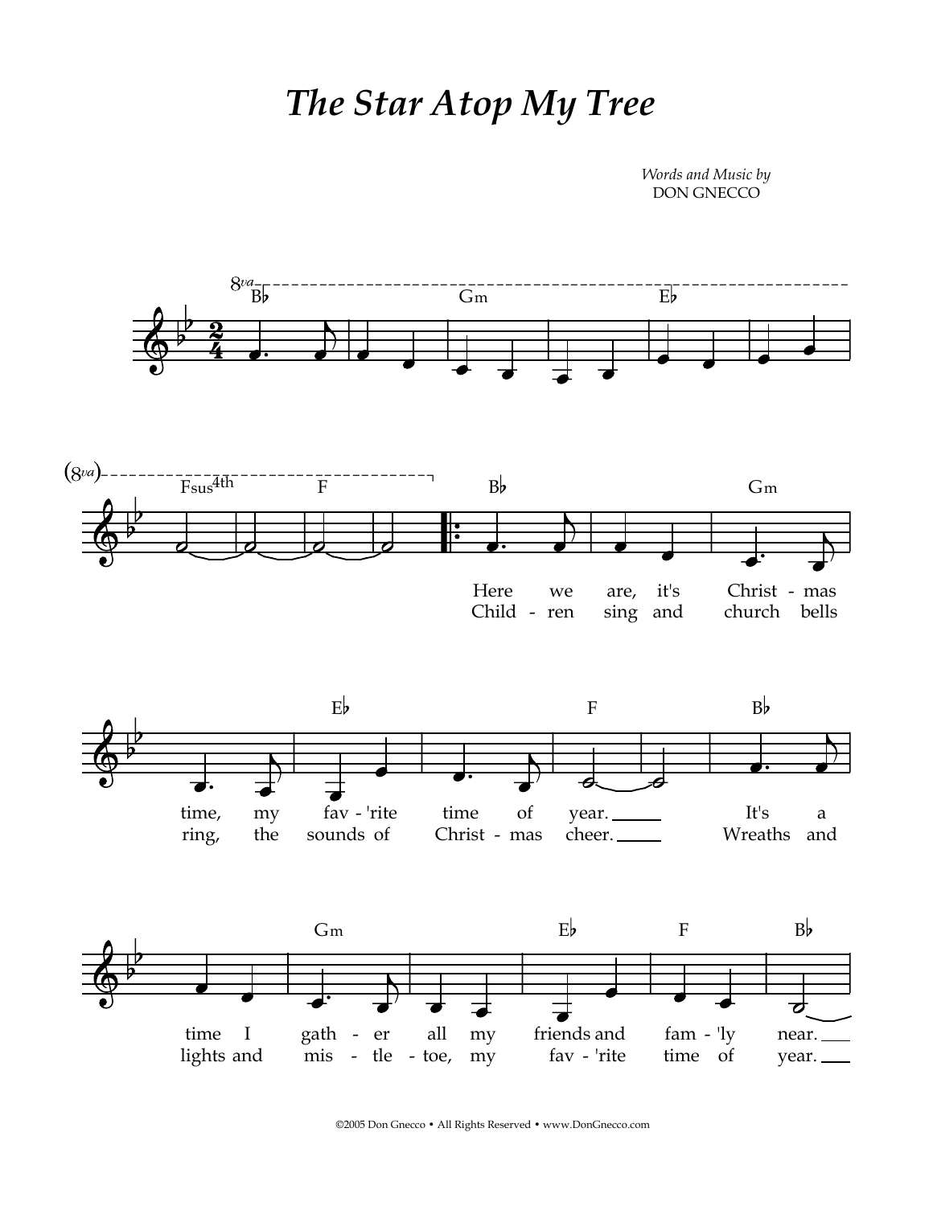# The Star Atop My Tree

*Words and Music by*
DON GNECCO

Here we are, it's Christ - mas time, my fav - 'rite time of year. It's a time I gath - er all my friends and fam - 'ly near.

Child - ren sing and church bells ring, the sounds of Christ - mas cheer. Wreaths and lights and mis - tle - toe, my fav - 'rite time of year.

©2005 Don Gnecco • All Rights Reserved • www.DonGnecco.com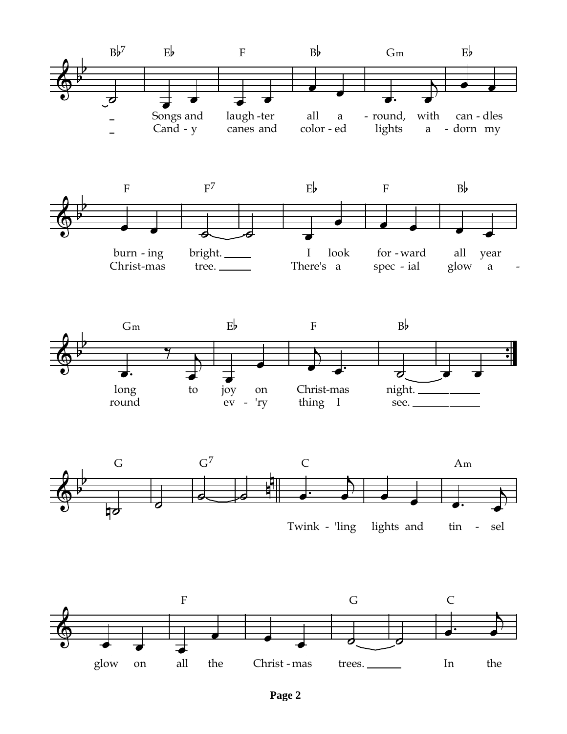B♭7 E♭ F B♭ Gm E♭

Songs and laugh - ter all a - round, with can - dles

Cand - y canes and color - ed lights a - dorn my

F F7 E♭ F B♭

burn - ing bright. I look for - ward all year

Christ-mas tree. There's a spec - ial glow a -

Gm E♭ F B♭

long to joy on Christ-mas night.

round ev - 'ry thing I see.

G G7 C Am

Twink - 'ling lights and tin - sel

F G C

glow on all the Christ - mas trees. In the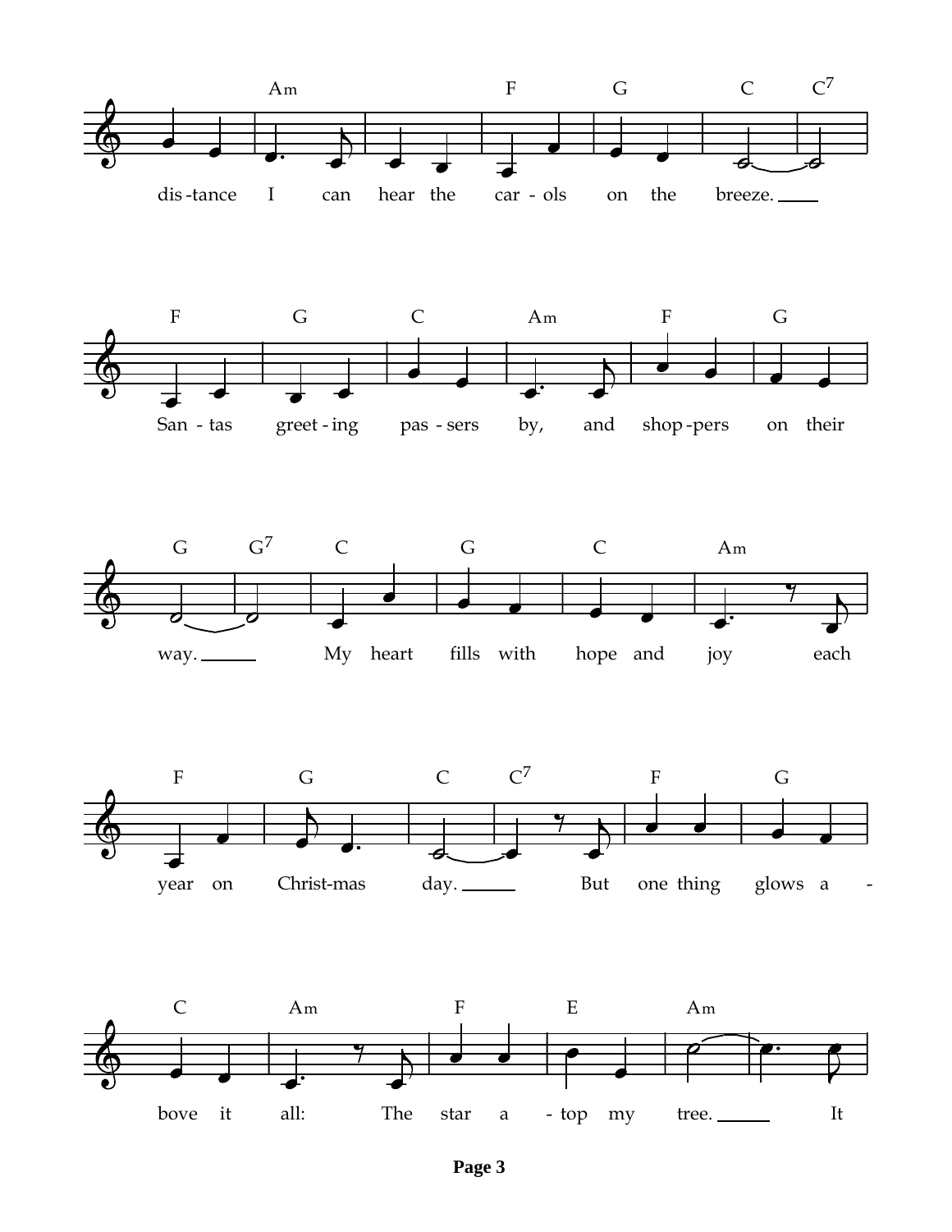Am F G C C7

dis-tance I can hear the car-ols on the breeze.

F G C Am F G

San-tas greet-ing pas-sers by, and shop-pers on their

G G7 C G C Am

way. My heart fills with hope and joy each

F G C C7 F G

year on Christ-mas day. But one thing glows a-

C Am F E Am

bove it all: The star a-top my tree. It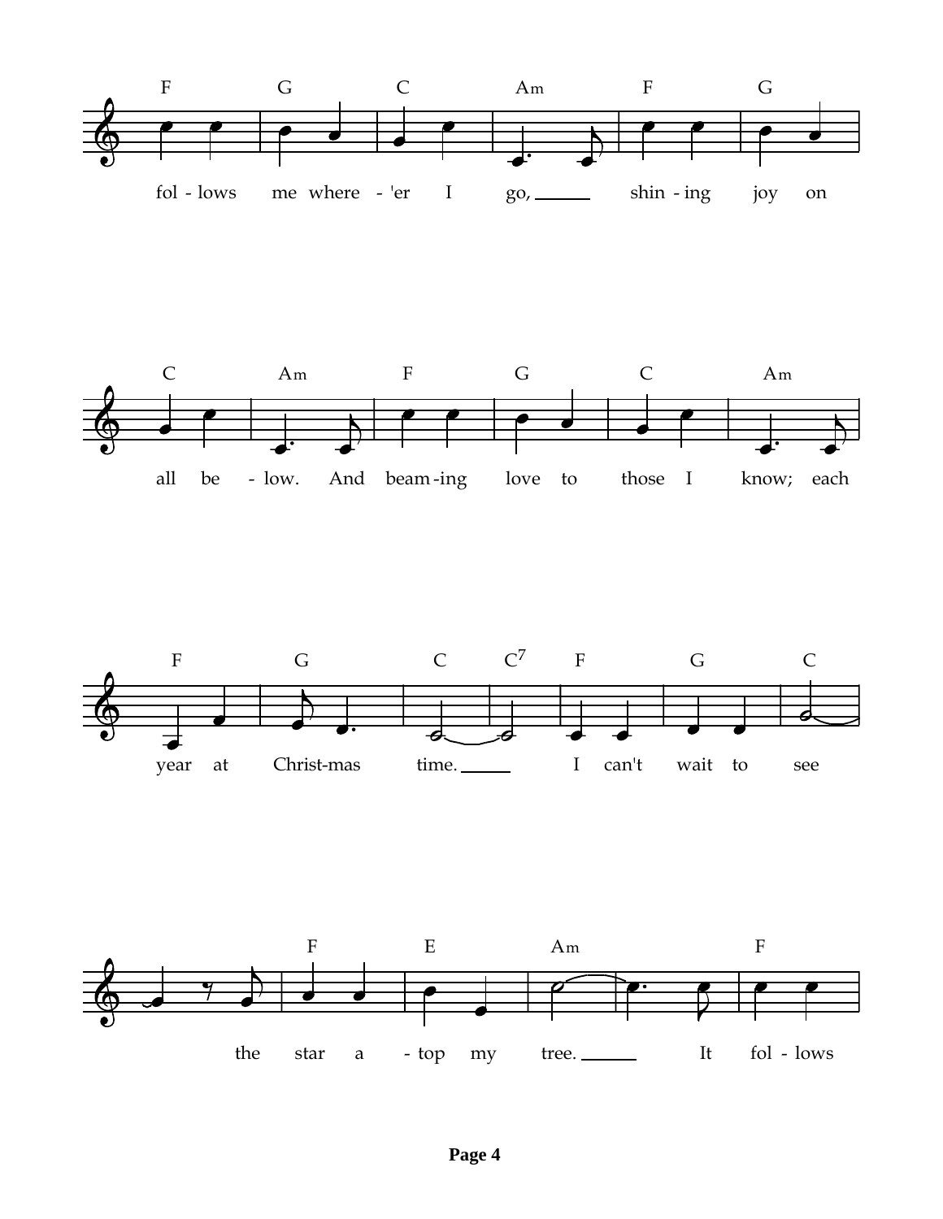F G C Am F G

fol - lows me where - 'er I go, shin - ing joy on

C Am F G C Am

all be - low. And beam - ing love to those I know; each

F G C C7 F G C

year at Christ-mas time. I can't wait to see

F E Am F

the star a - top my tree. It fol - lows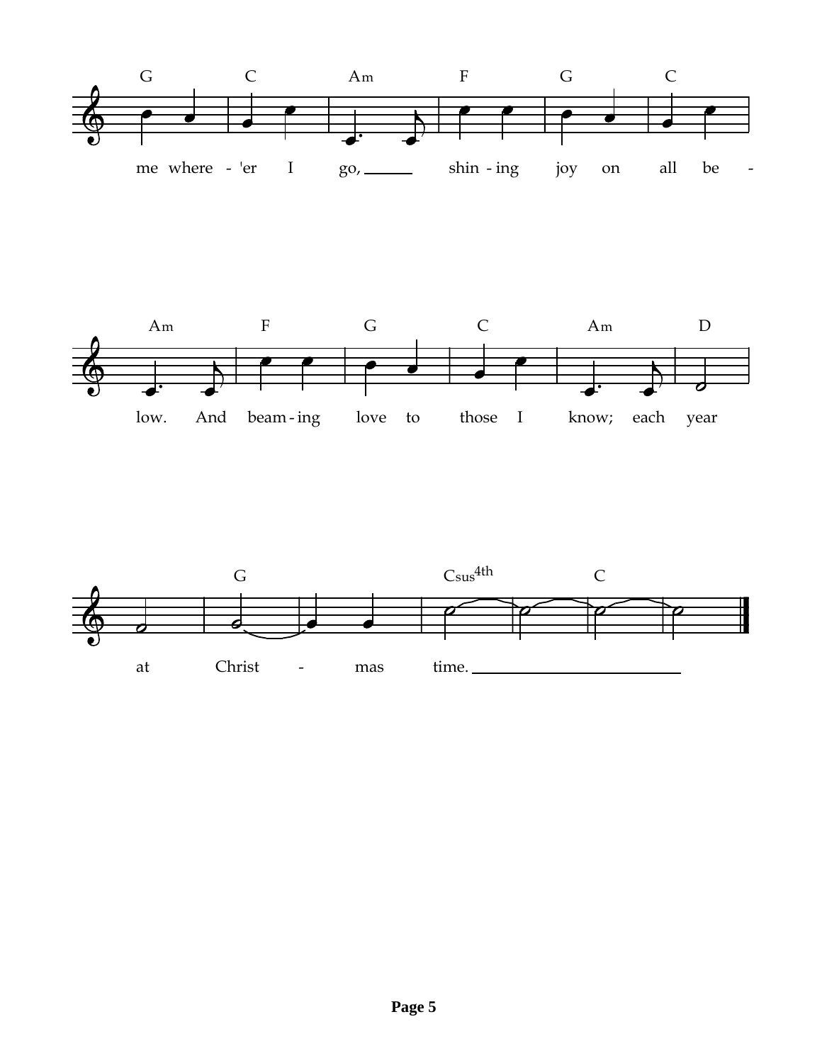G C Am F G C

me where - 'er I go, shin - ing joy on all be -

Am F G C Am D

low. And beam - ing love to those I know; each year

G Csus4th C

at Christ - mas time.